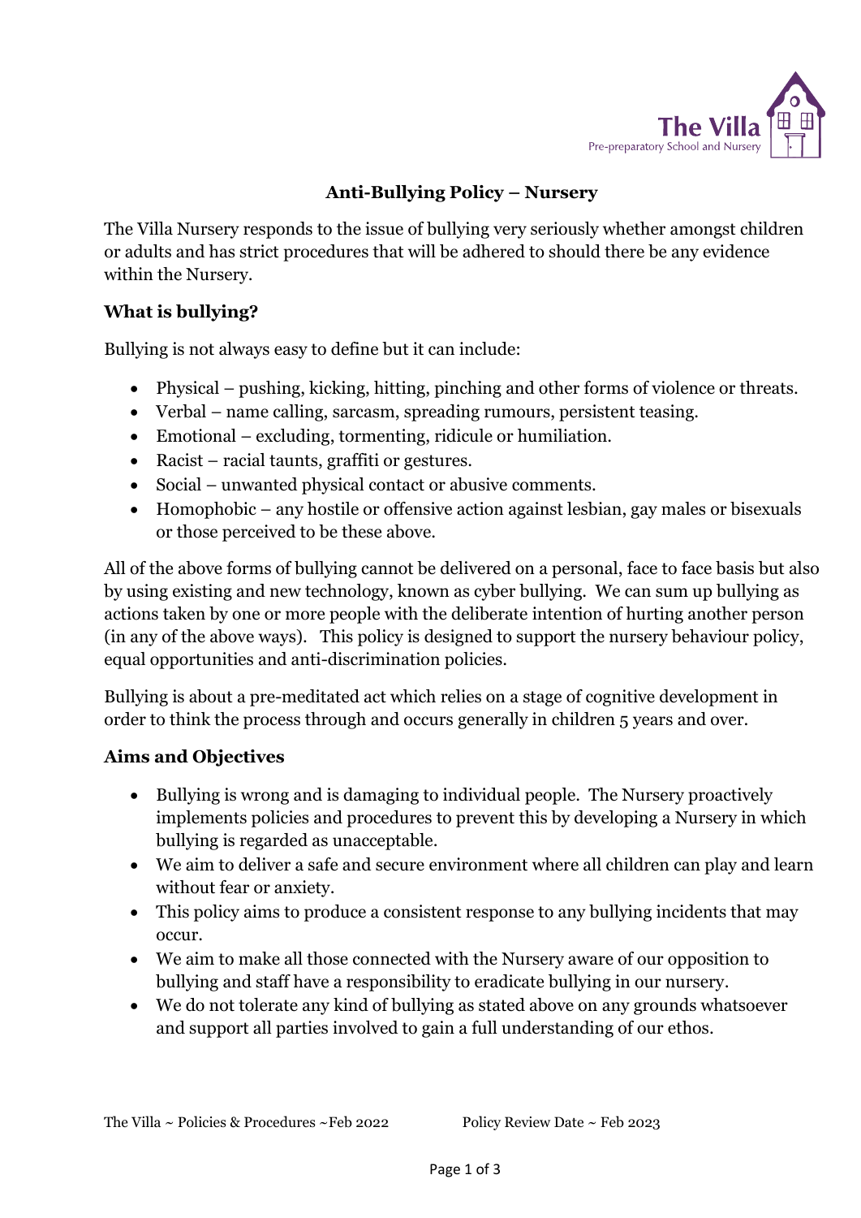# Anti-Bullying Policy – Nursery

The Villa Nursery responds to the issue of bullying very seriously whether amongst children or adults and has strict procedures that will be adhered to should there be any evidence within the Nursery.

## What is bullying?

Bullying is not always easy to define but it can include:

- Physical – pushing, kicking, hitting, pinching and other forms of violence or threats.
- Verbal – name calling, sarcasm, spreading rumours, persistent teasing.
- Emotional – excluding, tormenting, ridicule or humiliation.
- Racist – racial taunts, graffiti or gestures.
- Social – unwanted physical contact or abusive comments.
- Homophobic – any hostile or offensive action against lesbian, gay males or bisexuals or those perceived to be these above.

All of the above forms of bullying cannot be delivered on a personal, face to face basis but also by using existing and new technology, known as cyber bullying. We can sum up bullying as actions taken by one or more people with the deliberate intention of hurting another person (in any of the above ways). This policy is designed to support the nursery behaviour policy, equal opportunities and anti-discrimination policies.

Bullying is about a pre-meditated act which relies on a stage of cognitive development in order to think the process through and occurs generally in children 5 years and over.

## Aims and Objectives

- Bullying is wrong and is damaging to individual people. The Nursery proactively implements policies and procedures to prevent this by developing a Nursery in which bullying is regarded as unacceptable.
- We aim to deliver a safe and secure environment where all children can play and learn without fear or anxiety.
- This policy aims to produce a consistent response to any bullying incidents that may occur.
- We aim to make all those connected with the Nursery aware of our opposition to bullying and staff have a responsibility to eradicate bullying in our nursery.
- We do not tolerate any kind of bullying as stated above on any grounds whatsoever and support all parties involved to gain a full understanding of our ethos.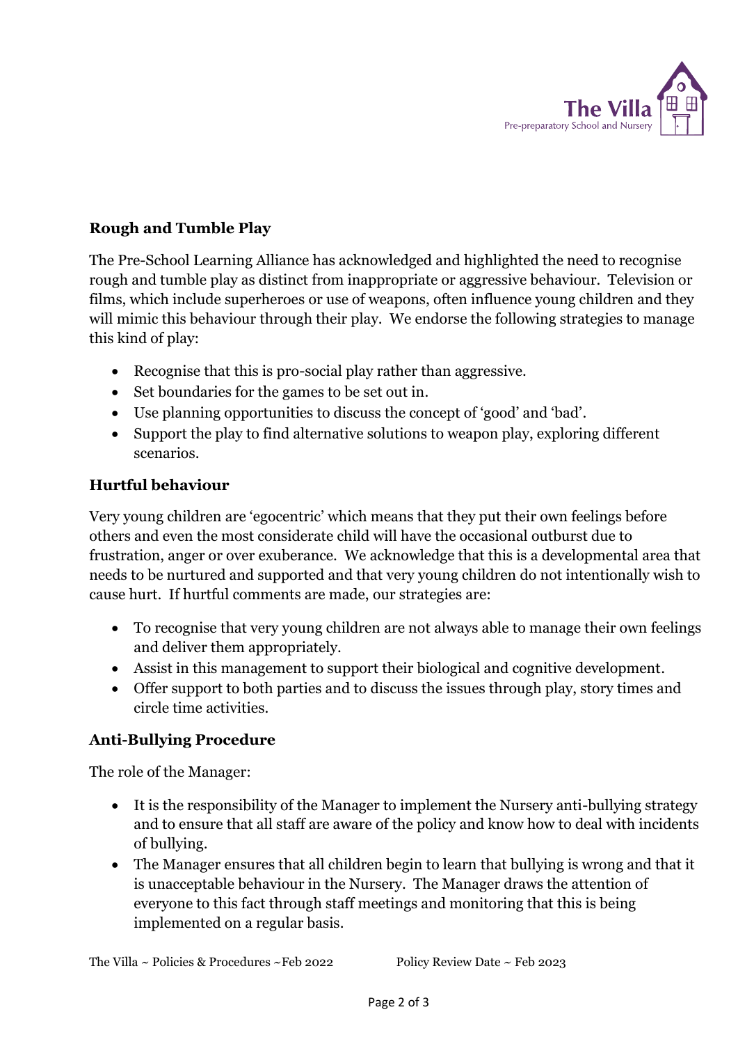## Rough and Tumble Play

The Pre-School Learning Alliance has acknowledged and highlighted the need to recognise rough and tumble play as distinct from inappropriate or aggressive behaviour. Television or films, which include superheroes or use of weapons, often influence young children and they will mimic this behaviour through their play. We endorse the following strategies to manage this kind of play:

- Recognise that this is pro-social play rather than aggressive.
- Set boundaries for the games to be set out in.
- Use planning opportunities to discuss the concept of 'good' and 'bad'.
- Support the play to find alternative solutions to weapon play, exploring different scenarios.

## Hurtful behaviour

Very young children are 'egocentric' which means that they put their own feelings before others and even the most considerate child will have the occasional outburst due to frustration, anger or over exuberance. We acknowledge that this is a developmental area that needs to be nurtured and supported and that very young children do not intentionally wish to cause hurt. If hurtful comments are made, our strategies are:

- To recognise that very young children are not always able to manage their own feelings and deliver them appropriately.
- Assist in this management to support their biological and cognitive development.
- Offer support to both parties and to discuss the issues through play, story times and circle time activities.

## Anti-Bullying Procedure

The role of the Manager:

- It is the responsibility of the Manager to implement the Nursery anti-bullying strategy and to ensure that all staff are aware of the policy and know how to deal with incidents of bullying.
- The Manager ensures that all children begin to learn that bullying is wrong and that it is unacceptable behaviour in the Nursery. The Manager draws the attention of everyone to this fact through staff meetings and monitoring that this is being implemented on a regular basis.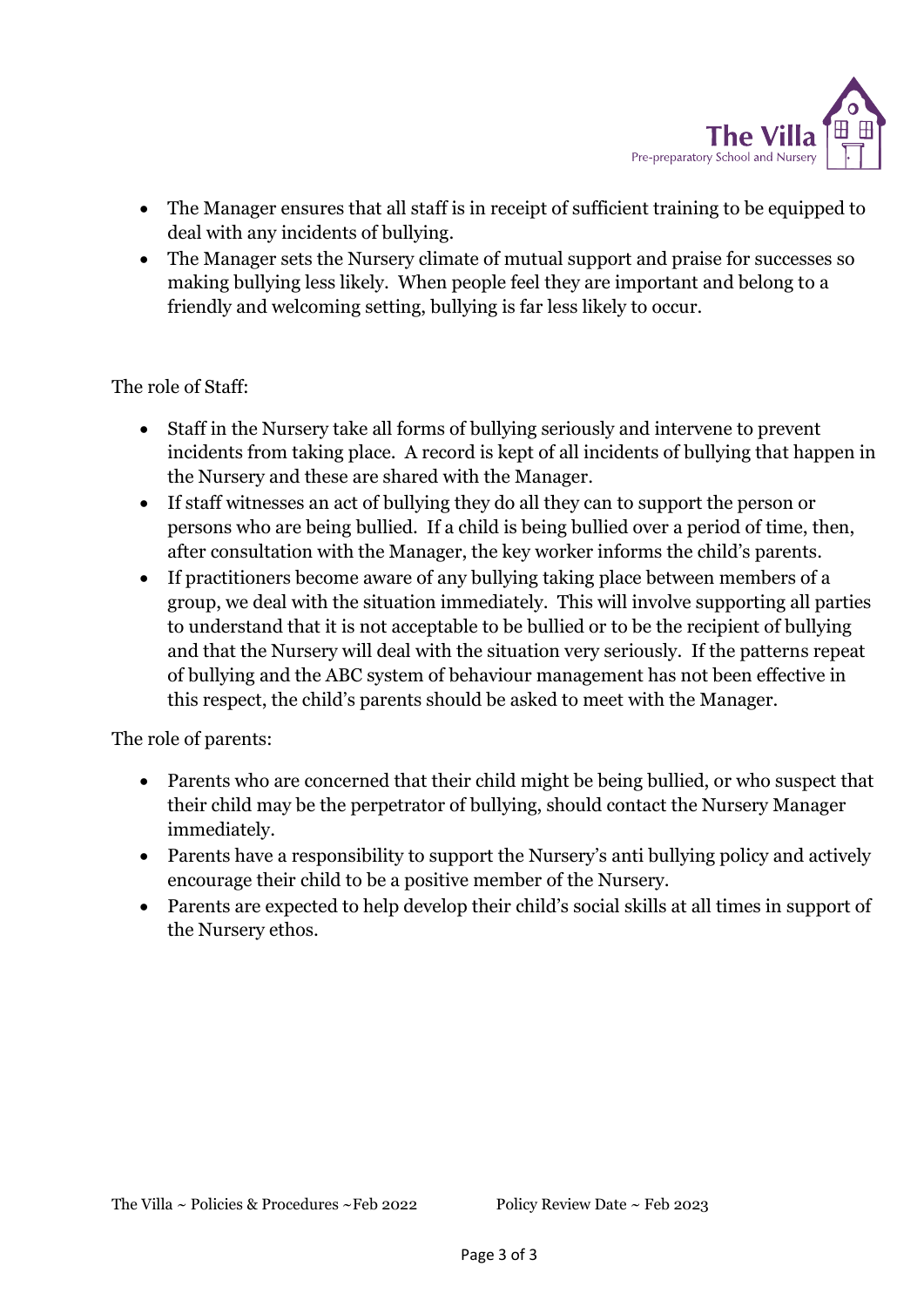- The Manager ensures that all staff is in receipt of sufficient training to be equipped to deal with any incidents of bullying.
- The Manager sets the Nursery climate of mutual support and praise for successes so making bullying less likely. When people feel they are important and belong to a friendly and welcoming setting, bullying is far less likely to occur.

The role of Staff:

- Staff in the Nursery take all forms of bullying seriously and intervene to prevent incidents from taking place. A record is kept of all incidents of bullying that happen in the Nursery and these are shared with the Manager.
- If staff witnesses an act of bullying they do all they can to support the person or persons who are being bullied. If a child is being bullied over a period of time, then, after consultation with the Manager, the key worker informs the child's parents.
- If practitioners become aware of any bullying taking place between members of a group, we deal with the situation immediately. This will involve supporting all parties to understand that it is not acceptable to be bullied or to be the recipient of bullying and that the Nursery will deal with the situation very seriously. If the patterns repeat of bullying and the ABC system of behaviour management has not been effective in this respect, the child's parents should be asked to meet with the Manager.

The role of parents:

- Parents who are concerned that their child might be being bullied, or who suspect that their child may be the perpetrator of bullying, should contact the Nursery Manager immediately.
- Parents have a responsibility to support the Nursery's anti bullying policy and actively encourage their child to be a positive member of the Nursery.
- Parents are expected to help develop their child's social skills at all times in support of the Nursery ethos.